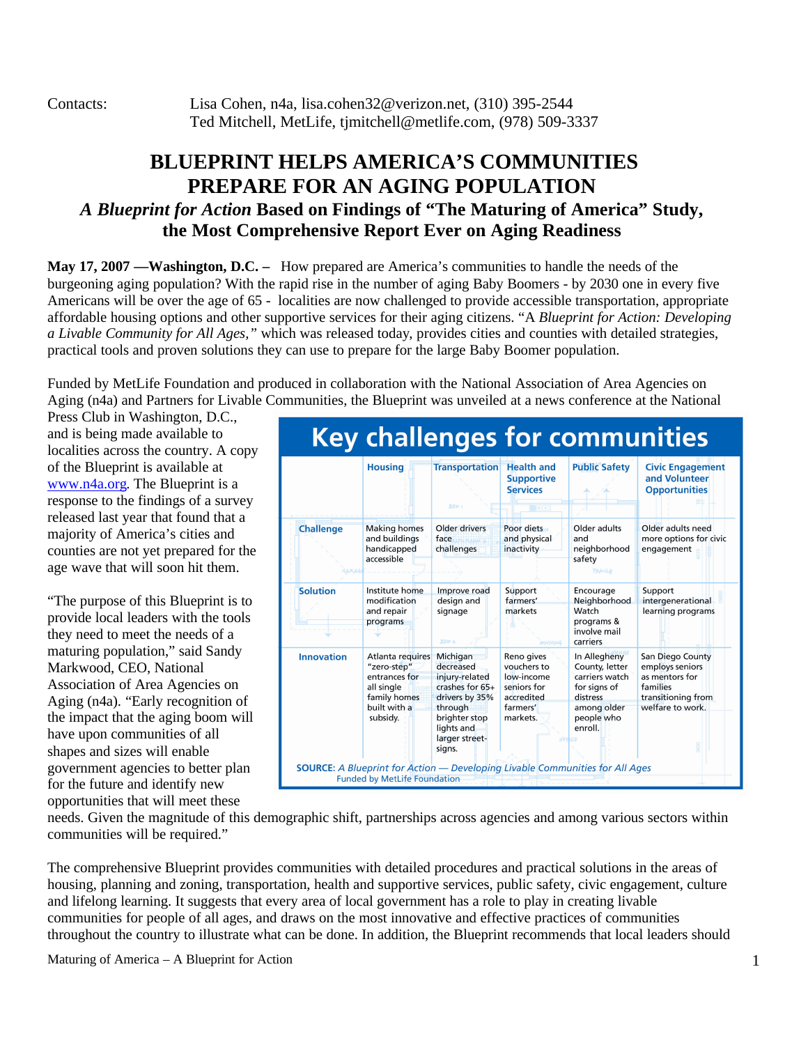Contacts: Lisa Cohen, n4a, lisa.cohen32@verizon.net, (310) 395-2544
Ted Mitchell, MetLife, tjmitchell@metlife.com, (978) 509-3337

# BLUEPRINT HELPS AMERICA'S COMMUNITIES PREPARE FOR AN AGING POPULATION

### *A Blueprint for Action* Based on Findings of "The Maturing of America" Study, the Most Comprehensive Report Ever on Aging Readiness

**May 17, 2007 —Washington, D.C. –** How prepared are America's communities to handle the needs of the burgeoning aging population? With the rapid rise in the number of aging Baby Boomers - by 2030 one in every five Americans will be over the age of 65 - localities are now challenged to provide accessible transportation, appropriate affordable housing options and other supportive services for their aging citizens. "A *Blueprint for Action: Developing a Livable Community for All Ages,"* which was released today, provides cities and counties with detailed strategies, practical tools and proven solutions they can use to prepare for the large Baby Boomer population.

Funded by MetLife Foundation and produced in collaboration with the National Association of Area Agencies on Aging (n4a) and Partners for Livable Communities, the Blueprint was unveiled at a news conference at the National Press Club in Washington, D.C., and is being made available to localities across the country. A copy of the Blueprint is available at www.n4a.org. The Blueprint is a response to the findings of a survey released last year that found that a majority of America's cities and counties are not yet prepared for the age wave that will soon hit them.

**Key challenges for communities**

| | Housing | Transportation | Health and Supportive Services | Public Safety | Civic Engagement and Volunteer Opportunities |
|---|---|---|---|---|---|
| **Challenge** | Making homes and buildings handicapped accessible | Older drivers face challenges | Poor diets and physical inactivity | Older adults and neighborhood safety | Older adults need more options for civic engagement |
| **Solution** | Institute home modification and repair programs | Improve road design and signage | Support farmers' markets | Encourage Neighborhood Watch programs & involve mail carriers | Support intergenerational learning programs |
| **Innovation** | Atlanta requires "zero-step" entrances for all single family homes built with a subsidy. | Michigan decreased injury-related crashes for 65+ drivers by 35% through brighter stop lights and larger street-signs. | Reno gives vouchers to low-income seniors for accredited farmers' markets. | In Allegheny County, letter carriers watch for signs of distress among older people who enroll. | San Diego County employs seniors as mentors for families transitioning from welfare to work. |

**SOURCE:** *A Blueprint for Action — Developing Livable Communities for All Ages*
Funded by MetLife Foundation

"The purpose of this Blueprint is to provide local leaders with the tools they need to meet the needs of a maturing population," said Sandy Markwood, CEO, National Association of Area Agencies on Aging (n4a). "Early recognition of the impact that the aging boom will have upon communities of all shapes and sizes will enable government agencies to better plan for the future and identify new opportunities that will meet these needs. Given the magnitude of this demographic shift, partnerships across agencies and among various sectors within communities will be required."

The comprehensive Blueprint provides communities with detailed procedures and practical solutions in the areas of housing, planning and zoning, transportation, health and supportive services, public safety, civic engagement, culture and lifelong learning. It suggests that every area of local government has a role to play in creating livable communities for people of all ages, and draws on the most innovative and effective practices of communities throughout the country to illustrate what can be done. In addition, the Blueprint recommends that local leaders should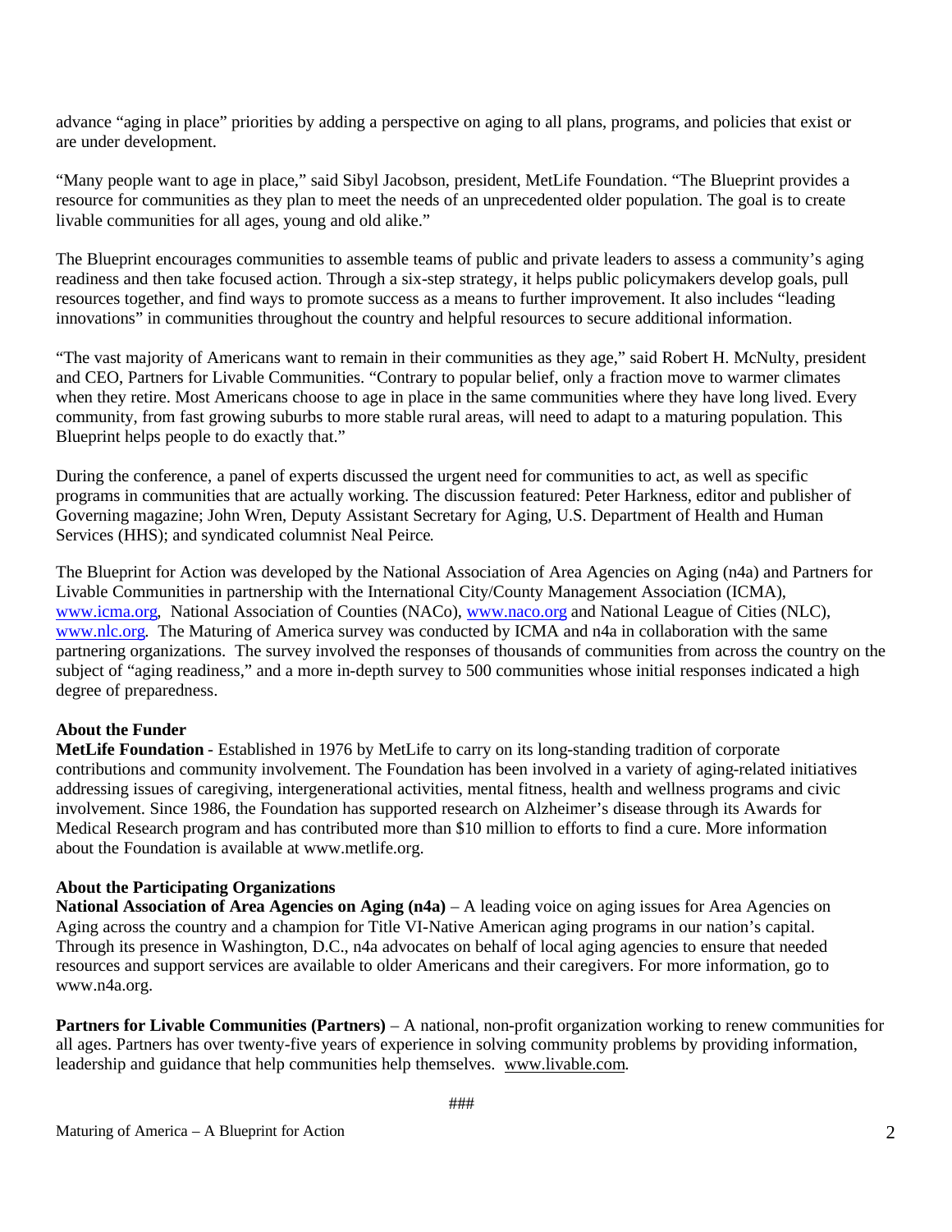advance "aging in place" priorities by adding a perspective on aging to all plans, programs, and policies that exist or are under development.

"Many people want to age in place," said Sibyl Jacobson, president, MetLife Foundation. "The Blueprint provides a resource for communities as they plan to meet the needs of an unprecedented older population. The goal is to create livable communities for all ages, young and old alike."

The Blueprint encourages communities to assemble teams of public and private leaders to assess a community's aging readiness and then take focused action. Through a six-step strategy, it helps public policymakers develop goals, pull resources together, and find ways to promote success as a means to further improvement. It also includes "leading innovations" in communities throughout the country and helpful resources to secure additional information.

"The vast majority of Americans want to remain in their communities as they age," said Robert H. McNulty, president and CEO, Partners for Livable Communities. "Contrary to popular belief, only a fraction move to warmer climates when they retire. Most Americans choose to age in place in the same communities where they have long lived. Every community, from fast growing suburbs to more stable rural areas, will need to adapt to a maturing population. This Blueprint helps people to do exactly that."

During the conference, a panel of experts discussed the urgent need for communities to act, as well as specific programs in communities that are actually working. The discussion featured: Peter Harkness, editor and publisher of Governing magazine; John Wren, Deputy Assistant Secretary for Aging, U.S. Department of Health and Human Services (HHS); and syndicated columnist Neal Peirce.

The Blueprint for Action was developed by the National Association of Area Agencies on Aging (n4a) and Partners for Livable Communities in partnership with the International City/County Management Association (ICMA), www.icma.org, National Association of Counties (NACo), www.naco.org and National League of Cities (NLC), www.nlc.org. The Maturing of America survey was conducted by ICMA and n4a in collaboration with the same partnering organizations. The survey involved the responses of thousands of communities from across the country on the subject of "aging readiness," and a more in-depth survey to 500 communities whose initial responses indicated a high degree of preparedness.

**About the Funder**

**MetLife Foundation** - Established in 1976 by MetLife to carry on its long-standing tradition of corporate contributions and community involvement. The Foundation has been involved in a variety of aging-related initiatives addressing issues of caregiving, intergenerational activities, mental fitness, health and wellness programs and civic involvement. Since 1986, the Foundation has supported research on Alzheimer's disease through its Awards for Medical Research program and has contributed more than $10 million to efforts to find a cure. More information about the Foundation is available at www.metlife.org.

**About the Participating Organizations**

**National Association of Area Agencies on Aging (n4a)** – A leading voice on aging issues for Area Agencies on Aging across the country and a champion for Title VI-Native American aging programs in our nation's capital. Through its presence in Washington, D.C., n4a advocates on behalf of local aging agencies to ensure that needed resources and support services are available to older Americans and their caregivers. For more information, go to www.n4a.org.

**Partners for Livable Communities (Partners)** – A national, non-profit organization working to renew communities for all ages. Partners has over twenty-five years of experience in solving community problems by providing information, leadership and guidance that help communities help themselves. www.livable.com.

###